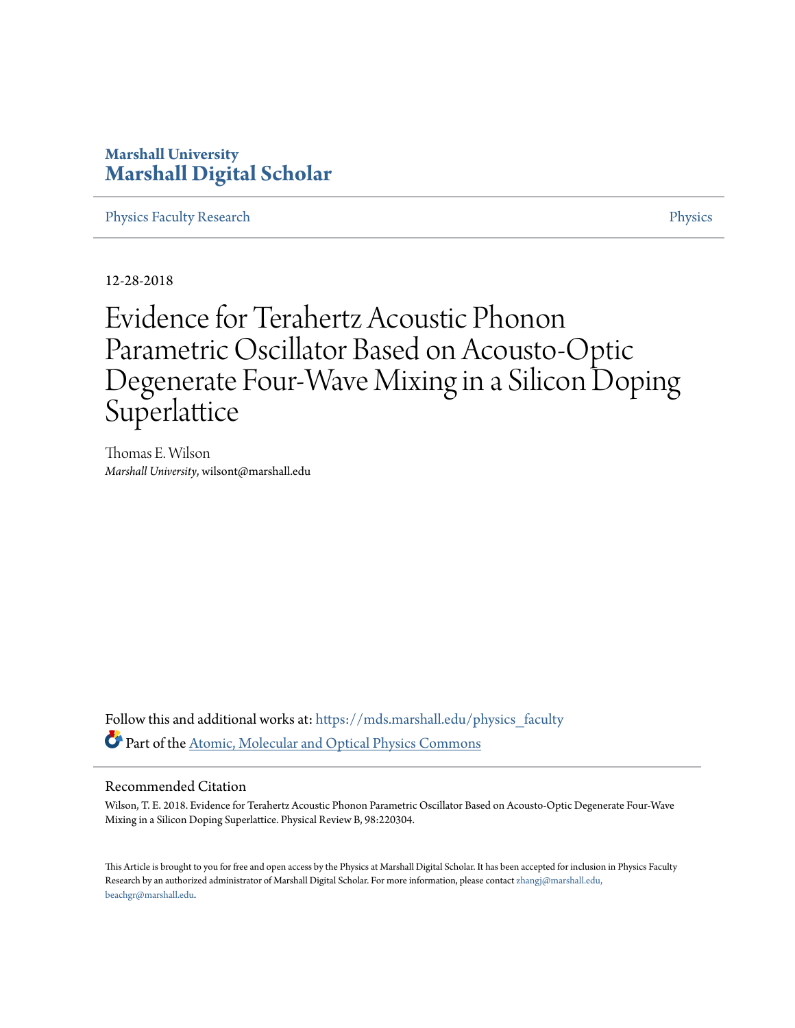Marshall University

# Marshall Digital Scholar

Physics Faculty Research

Physics

12-28-2018

# Evidence for Terahertz Acoustic Phonon Parametric Oscillator Based on Acousto-Optic Degenerate Four-Wave Mixing in a Silicon Doping Superlattice

Thomas E. Wilson

*Marshall University*, wilsont@marshall.edu

Follow this and additional works at: https://mds.marshall.edu/physics_faculty

Part of the Atomic, Molecular and Optical Physics Commons

## Recommended Citation

Wilson, T. E. 2018. Evidence for Terahertz Acoustic Phonon Parametric Oscillator Based on Acousto-Optic Degenerate Four-Wave Mixing in a Silicon Doping Superlattice. Physical Review B, 98:220304.

This Article is brought to you for free and open access by the Physics at Marshall Digital Scholar. It has been accepted for inclusion in Physics Faculty Research by an authorized administrator of Marshall Digital Scholar. For more information, please contact zhangj@marshall.edu, beachgr@marshall.edu.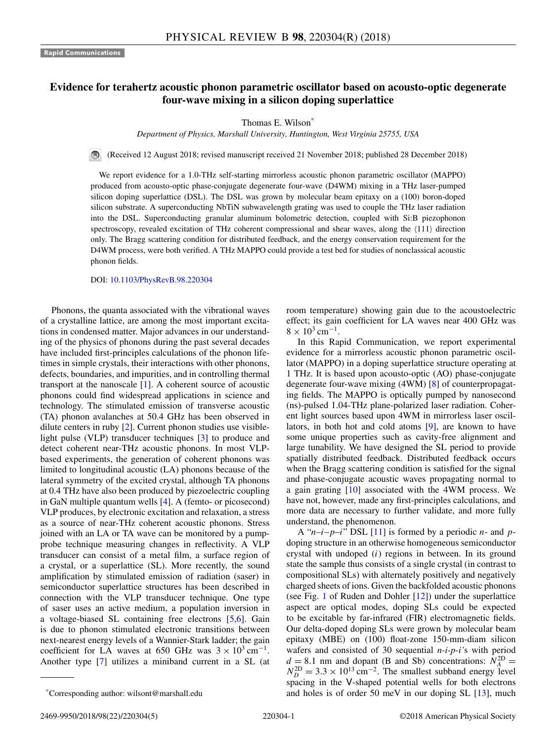# Evidence for terahertz acoustic phonon parametric oscillator based on acousto-optic degenerate four-wave mixing in a silicon doping superlattice

Thomas E. Wilson[*]

*Department of Physics, Marshall University, Huntington, West Virginia 25755, USA*

(Received 12 August 2018; revised manuscript received 21 November 2018; published 28 December 2018)

We report evidence for a 1.0-THz self-starting mirrorless acoustic phonon parametric oscillator (MAPPO) produced from acousto-optic phase-conjugate degenerate four-wave (D4WM) mixing in a THz laser-pumped silicon doping superlattice (DSL). The DSL was grown by molecular beam epitaxy on a (100) boron-doped silicon substrate. A superconducting NbTiN subwavelength grating was used to couple the THz laser radiation into the DSL. Superconducting granular aluminum bolometric detection, coupled with Si:B piezophonon spectroscopy, revealed excitation of THz coherent compressional and shear waves, along the ⟨111⟩ direction only. The Bragg scattering condition for distributed feedback, and the energy conservation requirement for the D4WM process, were both verified. A THz MAPPO could provide a test bed for studies of nonclassical acoustic phonon fields.

DOI: 10.1103/PhysRevB.98.220304

Phonons, the quanta associated with the vibrational waves of a crystalline lattice, are among the most important excitations in condensed matter. Major advances in our understanding of the physics of phonons during the past several decades have included first-principles calculations of the phonon lifetimes in simple crystals, their interactions with other phonons, defects, boundaries, and impurities, and in controlling thermal transport at the nanoscale [1]. A coherent source of acoustic phonons could find widespread applications in science and technology. The stimulated emission of transverse acoustic (TA) phonon avalanches at 50.4 GHz has been observed in dilute centers in ruby [2]. Current phonon studies use visible-light pulse (VLP) transducer techniques [3] to produce and detect coherent near-THz acoustic phonons. In most VLP-based experiments, the generation of coherent phonons was limited to longitudinal acoustic (LA) phonons because of the lateral symmetry of the excited crystal, although TA phonons at 0.4 THz have also been produced by piezoelectric coupling in GaN multiple quantum wells [4]. A (femto- or picosecond) VLP produces, by electronic excitation and relaxation, a stress as a source of near-THz coherent acoustic phonons. Stress joined with an LA or TA wave can be monitored by a pump-probe technique measuring changes in reflectivity. A VLP transducer can consist of a metal film, a surface region of a crystal, or a superlattice (SL). More recently, the sound amplification by stimulated emission of radiation (saser) in semiconductor superlattice structures has been described in connection with the VLP transducer technique. One type of saser uses an active medium, a population inversion in a voltage-biased SL containing free electrons [5,6]. Gain is due to phonon stimulated electronic transitions between next-nearest energy levels of a Wannier-Stark ladder; the gain coefficient for LA waves at 650 GHz was $3 \times 10^3\ \mathrm{cm}^{-1}$. Another type [7] utilizes a miniband current in a SL (at room temperature) showing gain due to the acoustoelectric effect; its gain coefficient for LA waves near 400 GHz was $8 \times 10^3\ \mathrm{cm}^{-1}$.

In this Rapid Communication, we report experimental evidence for a mirrorless acoustic phonon parametric oscillator (MAPPO) in a doping superlattice structure operating at 1 THz. It is based upon acousto-optic (AO) phase-conjugate degenerate four-wave mixing (4WM) [8] of counterpropagating fields. The MAPPO is optically pumped by nanosecond (ns)-pulsed 1.04-THz plane-polarized laser radiation. Coherent light sources based upon 4WM in mirrorless laser oscillators, in both hot and cold atoms [9], are known to have some unique properties such as cavity-free alignment and large tunability. We have designed the SL period to provide spatially distributed feedback. Distributed feedback occurs when the Bragg scattering condition is satisfied for the signal and phase-conjugate acoustic waves propagating normal to a gain grating [10] associated with the 4WM process. We have not, however, made any first-principles calculations, and more data are necessary to further validate, and more fully understand, the phenomenon.

A "$n$–$i$–$p$–$i$" DSL [11] is formed by a periodic $n$- and $p$-doping structure in an otherwise homogeneous semiconductor crystal with undoped ($i$) regions in between. In its ground state the sample thus consists of a single crystal (in contrast to compositional SLs) with alternately positively and negatively charged sheets of ions. Given the backfolded acoustic phonons (see Fig. 1 of Ruden and Dohler [12]) under the superlattice aspect are optical modes, doping SLs could be expected to be excitable by far-infrared (FIR) electromagnetic fields. Our delta-doped doping SLs were grown by molecular beam epitaxy (MBE) on (100) float-zone 150-mm-diam silicon wafers and consisted of 30 sequential $n$-$i$-$p$-$i$'s with period $d = 8.1$ nm and dopant (B and Sb) concentrations: $N_A^{2D} = N_D^{2D} = 3.3 \times 10^{13}\ \mathrm{cm}^{-2}$. The smallest subband energy level spacing in the V-shaped potential wells for both electrons and holes is of order 50 meV in our doping SL [13], much

[*]Corresponding author: wilsont@marshall.edu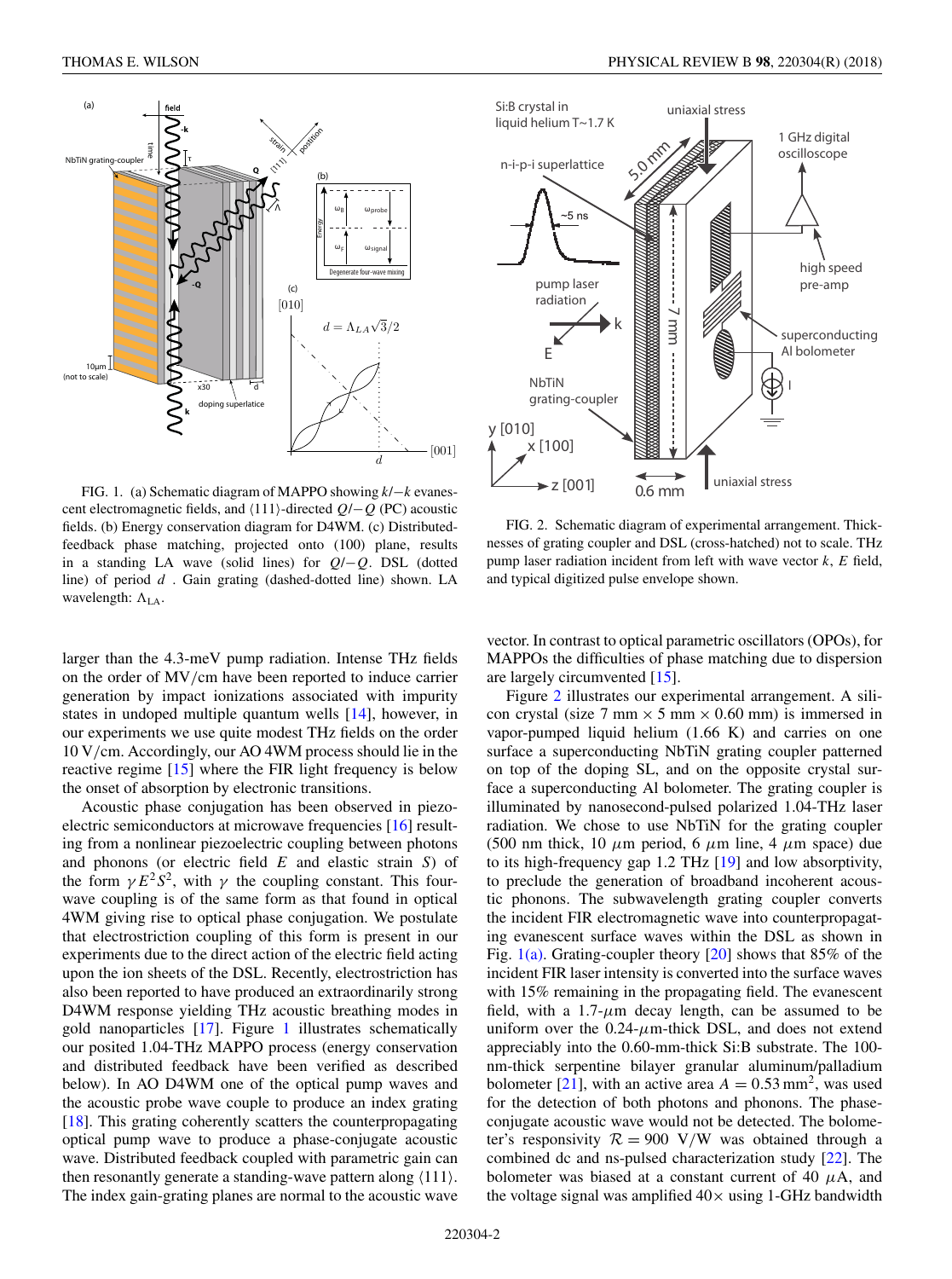FIG. 1. (a) Schematic diagram of MAPPO showing $k/-k$ evanescent electromagnetic fields, and $\langle 111 \rangle$-directed $Q/-Q$ (PC) acoustic fields. (b) Energy conservation diagram for D4WM. (c) Distributed-feedback phase matching, projected onto (100) plane, results in a standing LA wave (solid lines) for $Q/-Q$. DSL (dotted line) of period $d$ . Gain grating (dashed-dotted line) shown. LA wavelength: $\Lambda_{\rm LA}$.

FIG. 2. Schematic diagram of experimental arrangement. Thicknesses of grating coupler and DSL (cross-hatched) not to scale. THz pump laser radiation incident from left with wave vector $k$, $E$ field, and typical digitized pulse envelope shown.

larger than the 4.3-meV pump radiation. Intense THz fields on the order of MV/cm have been reported to induce carrier generation by impact ionizations associated with impurity states in undoped multiple quantum wells [14], however, in our experiments we use quite modest THz fields on the order 10 V/cm. Accordingly, our AO 4WM process should lie in the reactive regime [15] where the FIR light frequency is below the onset of absorption by electronic transitions.

Acoustic phase conjugation has been observed in piezoelectric semiconductors at microwave frequencies [16] resulting from a nonlinear piezoelectric coupling between photons and phonons (or electric field $E$ and elastic strain $S$) of the form $\gamma E^2 S^2$, with $\gamma$ the coupling constant. This four-wave coupling is of the same form as that found in optical 4WM giving rise to optical phase conjugation. We postulate that electrostriction coupling of this form is present in our experiments due to the direct action of the electric field acting upon the ion sheets of the DSL. Recently, electrostriction has also been reported to have produced an extraordinarily strong D4WM response yielding THz acoustic breathing modes in gold nanoparticles [17]. Figure 1 illustrates schematically our posited 1.04-THz MAPPO process (energy conservation and distributed feedback have been verified as described below). In AO D4WM one of the optical pump waves and the acoustic probe wave couple to produce an index grating [18]. This grating coherently scatters the counterpropagating optical pump wave to produce a phase-conjugate acoustic wave. Distributed feedback coupled with parametric gain can then resonantly generate a standing-wave pattern along $\langle 111 \rangle$. The index gain-grating planes are normal to the acoustic wave vector. In contrast to optical parametric oscillators (OPOs), for MAPPOs the difficulties of phase matching due to dispersion are largely circumvented [15].

Figure 2 illustrates our experimental arrangement. A silicon crystal (size 7 mm × 5 mm × 0.60 mm) is immersed in vapor-pumped liquid helium (1.66 K) and carries on one surface a superconducting NbTiN grating coupler patterned on top of the doping SL, and on the opposite crystal surface a superconducting Al bolometer. The grating coupler is illuminated by nanosecond-pulsed polarized 1.04-THz laser radiation. We chose to use NbTiN for the grating coupler (500 nm thick, 10 $\mu$m period, 6 $\mu$m line, 4 $\mu$m space) due to its high-frequency gap 1.2 THz [19] and low absorptivity, to preclude the generation of broadband incoherent acoustic phonons. The subwavelength grating coupler converts the incident FIR electromagnetic wave into counterpropagating evanescent surface waves within the DSL as shown in Fig. 1(a). Grating-coupler theory [20] shows that 85% of the incident FIR laser intensity is converted into the surface waves with 15% remaining in the propagating field. The evanescent field, with a 1.7-$\mu$m decay length, can be assumed to be uniform over the 0.24-$\mu$m-thick DSL, and does not extend appreciably into the 0.60-mm-thick Si:B substrate. The 100-nm-thick serpentine bilayer granular aluminum/palladium bolometer [21], with an active area $A = 0.53\,\text{mm}^2$, was used for the detection of both photons and phonons. The phase-conjugate acoustic wave would not be detected. The bolometer's responsivity $\mathcal{R} = 900$ V/W was obtained through a combined dc and ns-pulsed characterization study [22]. The bolometer was biased at a constant current of 40 $\mu$A, and the voltage signal was amplified 40× using 1-GHz bandwidth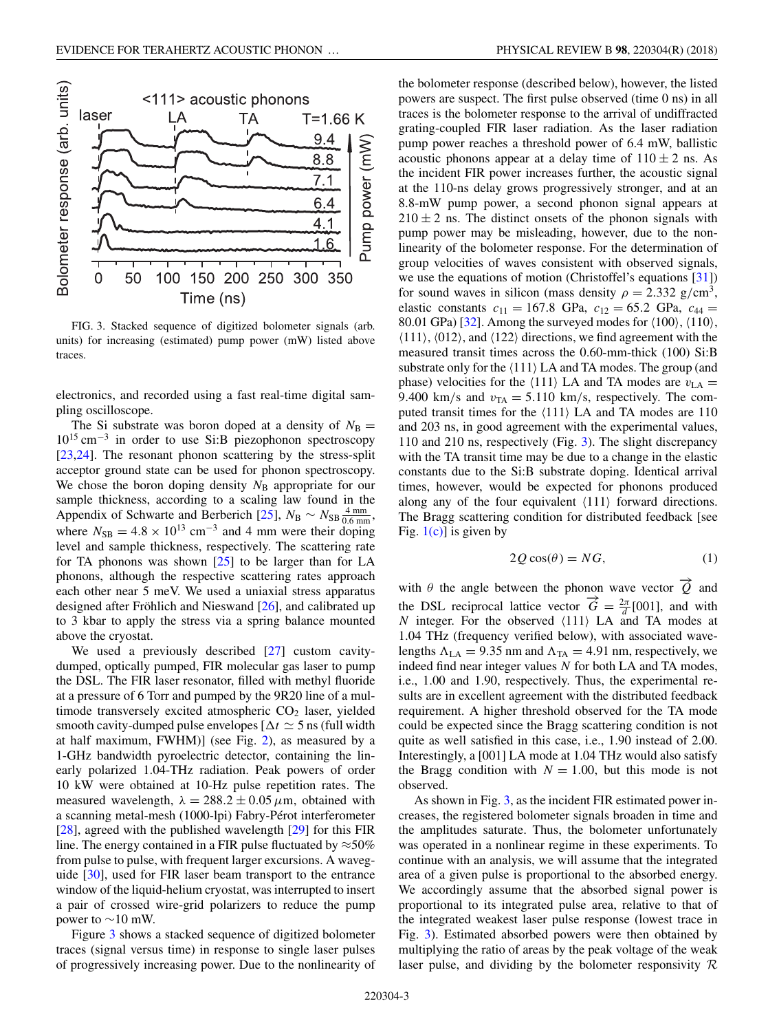FIG. 3. Stacked sequence of digitized bolometer signals (arb. units) for increasing (estimated) pump power (mW) listed above traces.

electronics, and recorded using a fast real-time digital sampling oscilloscope.

The Si substrate was boron doped at a density of $N_B = 10^{15}\,\text{cm}^{-3}$ in order to use Si:B piezophonon spectroscopy [23,24]. The resonant phonon scattering by the stress-split acceptor ground state can be used for phonon spectroscopy. We chose the boron doping density $N_B$ appropriate for our sample thickness, according to a scaling law found in the Appendix of Schwarte and Berberich [25], $N_B \sim N_{SB} \frac{4\,\text{mm}}{0.6\,\text{mm}}$, where $N_{SB} = 4.8 \times 10^{13}\,\text{cm}^{-3}$ and 4 mm were their doping level and sample thickness, respectively. The scattering rate for TA phonons was shown [25] to be larger than for LA phonons, although the respective scattering rates approach each other near 5 meV. We used a uniaxial stress apparatus designed after Fröhlich and Nieswand [26], and calibrated up to 3 kbar to apply the stress via a spring balance mounted above the cryostat.

We used a previously described [27] custom cavity-dumped, optically pumped, FIR molecular gas laser to pump the DSL. The FIR laser resonator, filled with methyl fluoride at a pressure of 6 Torr and pumped by the 9R20 line of a multimode transversely excited atmospheric $CO_2$ laser, yielded smooth cavity-dumped pulse envelopes [$\Delta t \simeq 5$ ns (full width at half maximum, FWHM)] (see Fig. 2), as measured by a 1-GHz bandwidth pyroelectric detector, containing the linearly polarized 1.04-THz radiation. Peak powers of order 10 kW were obtained at 10-Hz pulse repetition rates. The measured wavelength, $\lambda = 288.2 \pm 0.05\,\mu$m, obtained with a scanning metal-mesh (1000-lpi) Fabry-Pérot interferometer [28], agreed with the published wavelength [29] for this FIR line. The energy contained in a FIR pulse fluctuated by $\approx$50% from pulse to pulse, with frequent larger excursions. A waveguide [30], used for FIR laser beam transport to the entrance window of the liquid-helium cryostat, was interrupted to insert a pair of crossed wire-grid polarizers to reduce the pump power to $\sim$10 mW.

Figure 3 shows a stacked sequence of digitized bolometer traces (signal versus time) in response to single laser pulses of progressively increasing power. Due to the nonlinearity of the bolometer response (described below), however, the listed powers are suspect. The first pulse observed (time 0 ns) in all traces is the bolometer response to the arrival of undiffracted grating-coupled FIR laser radiation. As the laser radiation pump power reaches a threshold power of 6.4 mW, ballistic acoustic phonons appear at a delay time of $110 \pm 2$ ns. As the incident FIR power increases further, the acoustic signal at the 110-ns delay grows progressively stronger, and at an 8.8-mW pump power, a second phonon signal appears at $210 \pm 2$ ns. The distinct onsets of the phonon signals with pump power may be misleading, however, due to the nonlinearity of the bolometer response. For the determination of group velocities of waves consistent with observed signals, we use the equations of motion (Christoffel's equations [31]) for sound waves in silicon (mass density $\rho = 2.332\,\text{g/cm}^3$, elastic constants $c_{11} = 167.8$ GPa, $c_{12} = 65.2$ GPa, $c_{44} = 80.01$ GPa) [32]. Among the surveyed modes for $\langle 100\rangle$, $\langle 110\rangle$, $\langle 111\rangle$, $\langle 012\rangle$, and $\langle 122\rangle$ directions, we find agreement with the measured transit times across the 0.60-mm-thick (100) Si:B substrate only for the $\langle 111\rangle$ LA and TA modes. The group (and phase) velocities for the $\langle 111\rangle$ LA and TA modes are $v_{LA} = 9.400$ km/s and $v_{TA} = 5.110$ km/s, respectively. The computed transit times for the $\langle 111\rangle$ LA and TA modes are 110 and 203 ns, in good agreement with the experimental values, 110 and 210 ns, respectively (Fig. 3). The slight discrepancy with the TA transit time may be due to a change in the elastic constants due to the Si:B substrate doping. Identical arrival times, however, would be expected for phonons produced along any of the four equivalent $\langle 111\rangle$ forward directions. The Bragg scattering condition for distributed feedback [see Fig. 1(c)] is given by

$$2Q\cos(\theta) = NG, \tag{1}$$

with $\theta$ the angle between the phonon wave vector $\vec{Q}$ and the DSL reciprocal lattice vector $\vec{G} = \frac{2\pi}{d}[001]$, and with $N$ integer. For the observed $\langle 111\rangle$ LA and TA modes at 1.04 THz (frequency verified below), with associated wavelengths $\Lambda_{LA} = 9.35$ nm and $\Lambda_{TA} = 4.91$ nm, respectively, we indeed find near integer values $N$ for both LA and TA modes, i.e., 1.00 and 1.90, respectively. Thus, the experimental results are in excellent agreement with the distributed feedback requirement. A higher threshold observed for the TA mode could be expected since the Bragg scattering condition is not quite as well satisfied in this case, i.e., 1.90 instead of 2.00. Interestingly, a [001] LA mode at 1.04 THz would also satisfy the Bragg condition with $N = 1.00$, but this mode is not observed.

As shown in Fig. 3, as the incident FIR estimated power increases, the registered bolometer signals broaden in time and the amplitudes saturate. Thus, the bolometer unfortunately was operated in a nonlinear regime in these experiments. To continue with an analysis, we will assume that the integrated area of a given pulse is proportional to the absorbed energy. We accordingly assume that the absorbed signal power is proportional to its integrated pulse area, relative to that of the integrated weakest laser pulse response (lowest trace in Fig. 3). Estimated absorbed powers were then obtained by multiplying the ratio of areas by the peak voltage of the weak laser pulse, and dividing by the bolometer responsivity $\mathcal{R}$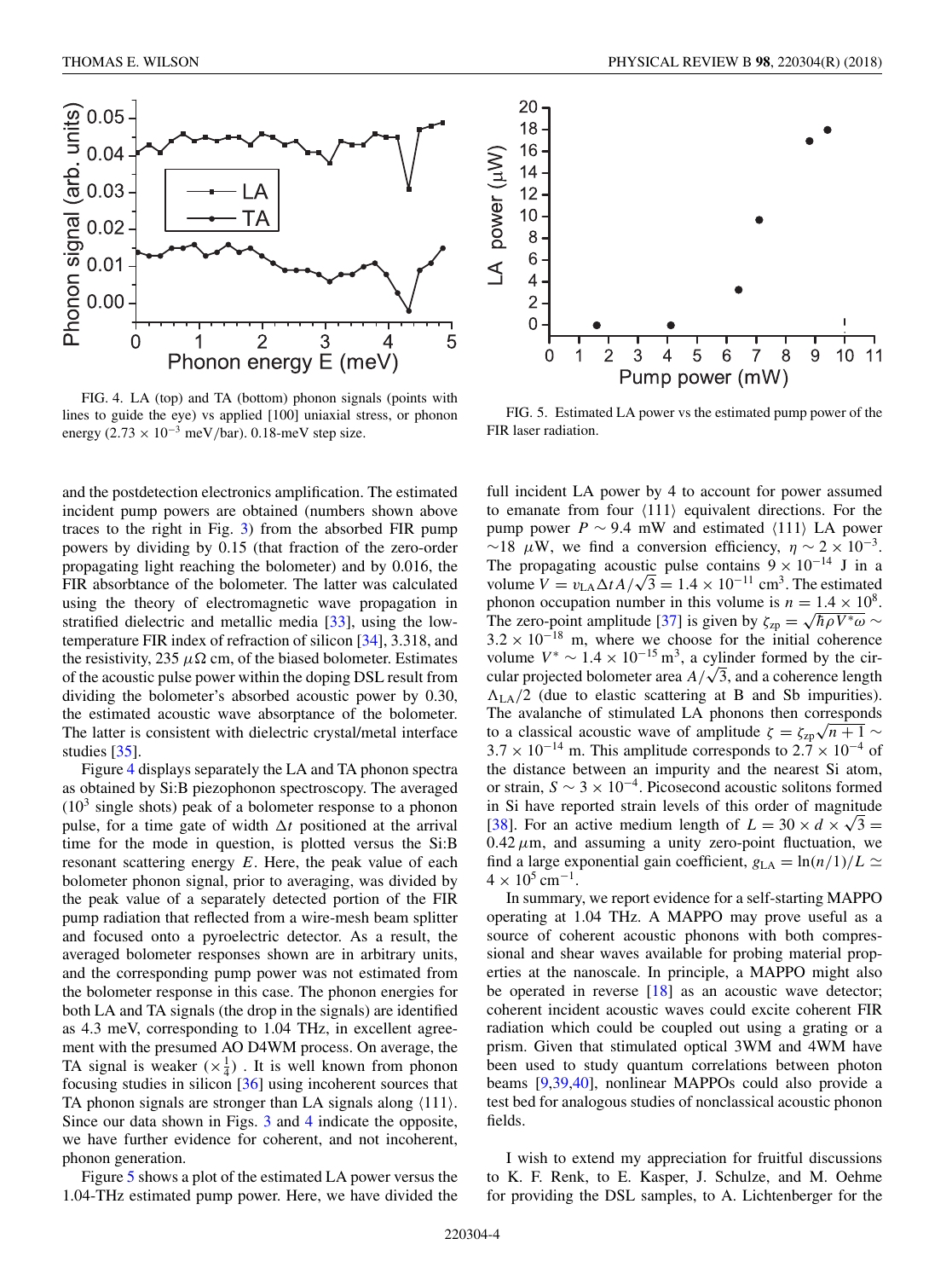FIG. 4. LA (top) and TA (bottom) phonon signals (points with lines to guide the eye) vs applied [100] uniaxial stress, or phonon energy ($2.73 \times 10^{-3}$ meV/bar). 0.18-meV step size.

FIG. 5. Estimated LA power vs the estimated pump power of the FIR laser radiation.

and the postdetection electronics amplification. The estimated incident pump powers are obtained (numbers shown above traces to the right in Fig. 3) from the absorbed FIR pump powers by dividing by 0.15 (that fraction of the zero-order propagating light reaching the bolometer) and by 0.016, the FIR absorbtance of the bolometer. The latter was calculated using the theory of electromagnetic wave propagation in stratified dielectric and metallic media [33], using the low-temperature FIR index of refraction of silicon [34], 3.318, and the resistivity, 235 $\mu\Omega$ cm, of the biased bolometer. Estimates of the acoustic pulse power within the doping DSL result from dividing the bolometer's absorbed acoustic power by 0.30, the estimated acoustic wave absorptance of the bolometer. The latter is consistent with dielectric crystal/metal interface studies [35].

Figure 4 displays separately the LA and TA phonon spectra as obtained by Si:B piezophonon spectroscopy. The averaged ($10^3$ single shots) peak of a bolometer response to a phonon pulse, for a time gate of width $\Delta t$ positioned at the arrival time for the mode in question, is plotted versus the Si:B resonant scattering energy $E$. Here, the peak value of each bolometer phonon signal, prior to averaging, was divided by the peak value of a separately detected portion of the FIR pump radiation that reflected from a wire-mesh beam splitter and focused onto a pyroelectric detector. As a result, the averaged bolometer responses shown are in arbitrary units, and the corresponding pump power was not estimated from the bolometer response in this case. The phonon energies for both LA and TA signals (the drop in the signals) are identified as 4.3 meV, corresponding to 1.04 THz, in excellent agreement with the presumed AO D4WM process. On average, the TA signal is weaker ($\times\frac{1}{4}$) . It is well known from phonon focusing studies in silicon [36] using incoherent sources that TA phonon signals are stronger than LA signals along $\langle 111 \rangle$. Since our data shown in Figs. 3 and 4 indicate the opposite, we have further evidence for coherent, and not incoherent, phonon generation.

Figure 5 shows a plot of the estimated LA power versus the 1.04-THz estimated pump power. Here, we have divided the full incident LA power by 4 to account for power assumed to emanate from four $\langle 111 \rangle$ equivalent directions. For the pump power $P \sim 9.4$ mW and estimated $\langle 111 \rangle$ LA power $\sim 18$ $\mu$W, we find a conversion efficiency, $\eta \sim 2 \times 10^{-3}$. The propagating acoustic pulse contains $9 \times 10^{-14}$ J in a volume $V = v_{\rm LA} \Delta t A/\sqrt{3} = 1.4 \times 10^{-11}$ cm$^3$. The estimated phonon occupation number in this volume is $n = 1.4 \times 10^8$. The zero-point amplitude [37] is given by $\zeta_{\rm zp} = \sqrt{\hbar \rho V^* \omega} \sim 3.2 \times 10^{-18}$ m, where we choose for the initial coherence volume $V^* \sim 1.4 \times 10^{-15}$ m$^3$, a cylinder formed by the circular projected bolometer area $A/\sqrt{3}$, and a coherence length $\Lambda_{\rm LA}/2$ (due to elastic scattering at B and Sb impurities). The avalanche of stimulated LA phonons then corresponds to a classical acoustic wave of amplitude $\zeta = \zeta_{\rm zp}\sqrt{n+1} \sim 3.7 \times 10^{-14}$ m. This amplitude corresponds to $2.7 \times 10^{-4}$ of the distance between an impurity and the nearest Si atom, or strain, $S \sim 3 \times 10^{-4}$. Picosecond acoustic solitons formed in Si have reported strain levels of this order of magnitude [38]. For an active medium length of $L = 30 \times d \times \sqrt{3} = 0.42$ $\mu$m, and assuming a unity zero-point fluctuation, we find a large exponential gain coefficient, $g_{\rm LA} = \ln(n/1)/L \simeq 4 \times 10^5$ cm$^{-1}$.

In summary, we report evidence for a self-starting MAPPO operating at 1.04 THz. A MAPPO may prove useful as a source of coherent acoustic phonons with both compressional and shear waves available for probing material properties at the nanoscale. In principle, a MAPPO might also be operated in reverse [18] as an acoustic wave detector; coherent incident acoustic waves could excite coherent FIR radiation which could be coupled out using a grating or a prism. Given that stimulated optical 3WM and 4WM have been used to study quantum correlations between photon beams [9,39,40], nonlinear MAPPOs could also provide a test bed for analogous studies of nonclassical acoustic phonon fields.

I wish to extend my appreciation for fruitful discussions to K. F. Renk, to E. Kasper, J. Schulze, and M. Oehme for providing the DSL samples, to A. Lichtenberger for the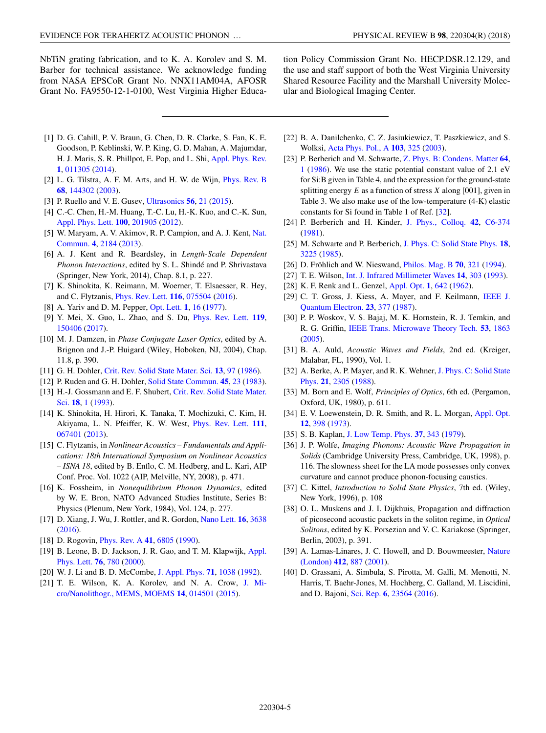NbTiN grating fabrication, and to K. A. Korolev and S. M. Barber for technical assistance. We acknowledge funding from NASA EPSCoR Grant No. NNX11AM04A, AFOSR Grant No. FA9550-12-1-0100, West Virginia Higher Education Policy Commission Grant No. HECP.DSR.12.129, and the use and staff support of both the West Virginia University Shared Resource Facility and the Marshall University Molecular and Biological Imaging Center.

---

[1] D. G. Cahill, P. V. Braun, G. Chen, D. R. Clarke, S. Fan, K. E. Goodson, P. Keblinski, W. P. King, G. D. Mahan, A. Majumdar, H. J. Maris, S. R. Phillpot, E. Pop, and L. Shi, Appl. Phys. Rev. **1**, 011305 (2014).

[2] L. G. Tilstra, A. F. M. Arts, and H. W. de Wijn, Phys. Rev. B **68**, 144302 (2003).

[3] P. Ruello and V. E. Gusev, Ultrasonics **56**, 21 (2015).

[4] C.-C. Chen, H.-M. Huang, T.-C. Lu, H.-K. Kuo, and C.-K. Sun, Appl. Phys. Lett. **100**, 201905 (2012).

[5] W. Maryam, A. V. Akimov, R. P. Campion, and A. J. Kent, Nat. Commun. **4**, 2184 (2013).

[6] A. J. Kent and R. Beardsley, in *Length-Scale Dependent Phonon Interactions*, edited by S. L. Shindé and P. Shrivastava (Springer, New York, 2014), Chap. 8.1, p. 227.

[7] K. Shinokita, K. Reimann, M. Woerner, T. Elsaesser, R. Hey, and C. Flytzanis, Phys. Rev. Lett. **116**, 075504 (2016).

[8] A. Yariv and D. M. Pepper, Opt. Lett. **1**, 16 (1977).

[9] Y. Mei, X. Guo, L. Zhao, and S. Du, Phys. Rev. Lett. **119**, 150406 (2017).

[10] M. J. Damzen, in *Phase Conjugate Laser Optics*, edited by A. Brignon and J.-P. Huigard (Wiley, Hoboken, NJ, 2004), Chap. 11.8, p. 390.

[11] G. H. Dohler, Crit. Rev. Solid State Mater. Sci. **13**, 97 (1986).

[12] P. Ruden and G. H. Dohler, Solid State Commun. **45**, 23 (1983).

[13] H.-J. Gossmann and E. F. Shubert, Crit. Rev. Solid State Mater. Sci. **18**, 1 (1993).

[14] K. Shinokita, H. Hirori, K. Tanaka, T. Mochizuki, C. Kim, H. Akiyama, L. N. Pfeiffer, K. W. West, Phys. Rev. Lett. **111**, 067401 (2013).

[15] C. Flytzanis, in *Nonlinear Acoustics – Fundamentals and Applications: 18th International Symposium on Nonlinear Acoustics – ISNA 18*, edited by B. Enflo, C. M. Hedberg, and L. Kari, AIP Conf. Proc. Vol. 1022 (AIP, Melville, NY, 2008), p. 471.

[16] K. Fossheim, in *Nonequilibrium Phonon Dynamics*, edited by W. E. Bron, NATO Advanced Studies Institute, Series B: Physics (Plenum, New York, 1984), Vol. 124, p. 277.

[17] D. Xiang, J. Wu, J. Rottler, and R. Gordon, Nano Lett. **16**, 3638 (2016).

[18] D. Rogovin, Phys. Rev. A **41**, 6805 (1990).

[19] B. Leone, B. D. Jackson, J. R. Gao, and T. M. Klapwijk, Appl. Phys. Lett. **76**, 780 (2000).

[20] W. J. Li and B. D. McCombe, J. Appl. Phys. **71**, 1038 (1992).

[21] T. E. Wilson, K. A. Korolev, and N. A. Crow, J. Micro/Nanolithogr., MEMS, MOEMS **14**, 014501 (2015).

[22] B. A. Danilchenko, C. Z. Jasiukiewicz, T. Paszkiewicz, and S. Wolksi, Acta Phys. Pol., A **103**, 325 (2003).

[23] P. Berberich and M. Schwarte, Z. Phys. B: Condens. Matter **64**, 1 (1986). We use the static potential constant value of 2.1 eV for Si:B given in Table 4, and the expression for the ground-state splitting energy $E$ as a function of stress $X$ along [001], given in Table 3. We also make use of the low-temperature (4-K) elastic constants for Si found in Table 1 of Ref. [32].

[24] P. Berberich and H. Kinder, J. Phys., Colloq. **42**, C6-374 (1981).

[25] M. Schwarte and P. Berberich, J. Phys. C: Solid State Phys. **18**, 3225 (1985).

[26] D. Fröhlich and W. Nieswand, Philos. Mag. B **70**, 321 (1994).

[27] T. E. Wilson, Int. J. Infrared Millimeter Waves **14**, 303 (1993).

[28] K. F. Renk and L. Genzel, Appl. Opt. **1**, 642 (1962).

[29] C. T. Gross, J. Kiess, A. Mayer, and F. Keilmann, IEEE J. Quantum Electron. **23**, 377 (1987).

[30] P. P. Woskov, V. S. Bajaj, M. K. Hornstein, R. J. Temkin, and R. G. Griffin, IEEE Trans. Microwave Theory Tech. **53**, 1863 (2005).

[31] B. A. Auld, *Acoustic Waves and Fields*, 2nd ed. (Kreiger, Malabar, FL, 1990), Vol. 1.

[32] A. Berke, A. P. Mayer, and R. K. Wehner, J. Phys. C: Solid State Phys. **21**, 2305 (1988).

[33] M. Born and E. Wolf, *Principles of Optics*, 6th ed. (Pergamon, Oxford, UK, 1980), p. 611.

[34] E. V. Loewenstein, D. R. Smith, and R. L. Morgan, Appl. Opt. **12**, 398 (1973).

[35] S. B. Kaplan, J. Low Temp. Phys. **37**, 343 (1979).

[36] J. P. Wolfe, *Imaging Phonons: Acoustic Wave Propagation in Solids* (Cambridge University Press, Cambridge, UK, 1998), p. 116. The slowness sheet for the LA mode possesses only convex curvature and cannot produce phonon-focusing caustics.

[37] C. Kittel, *Introduction to Solid State Physics*, 7th ed. (Wiley, New York, 1996), p. 108

[38] O. L. Muskens and J. I. Dijkhuis, Propagation and diffraction of picosecond acoustic packets in the soliton regime, in *Optical Solitons*, edited by K. Porsezian and V. C. Kariakose (Springer, Berlin, 2003), p. 391.

[39] A. Lamas-Linares, J. C. Howell, and D. Bouwmeester, Nature (London) **412**, 887 (2001).

[40] D. Grassani, A. Simbula, S. Pirotta, M. Galli, M. Menotti, N. Harris, T. Baehr-Jones, M. Hochberg, C. Galland, M. Liscidini, and D. Bajoni, Sci. Rep. **6**, 23564 (2016).